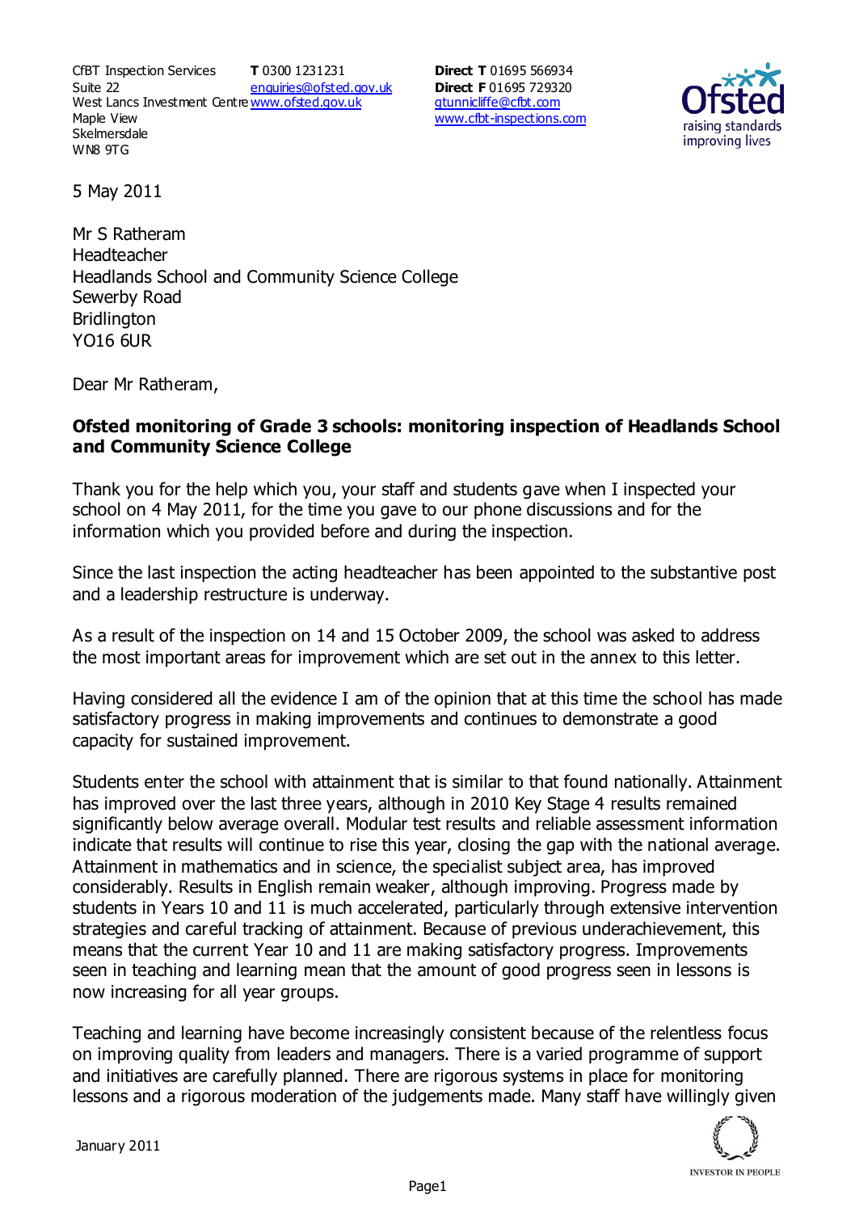CfBT Inspection Services
Suite 22
West Lancs Investment Centre
Maple View
Skelmersdale
WN8 9TG

**T** 0300 1231231
enquiries@ofsted.gov.uk
www.ofsted.gov.uk

**Direct T** 01695 566934
**Direct F** 01695 729320
gtunnicliffe@cfbt.com
www.cfbt-inspections.com

5 May 2011

Mr S Ratheram
Headteacher
Headlands School and Community Science College
Sewerby Road
Bridlington
YO16 6UR

Dear Mr Ratheram,

**Ofsted monitoring of Grade 3 schools: monitoring inspection of Headlands School and Community Science College**

Thank you for the help which you, your staff and students gave when I inspected your school on 4 May 2011, for the time you gave to our phone discussions and for the information which you provided before and during the inspection.

Since the last inspection the acting headteacher has been appointed to the substantive post and a leadership restructure is underway.

As a result of the inspection on 14 and 15 October 2009, the school was asked to address the most important areas for improvement which are set out in the annex to this letter.

Having considered all the evidence I am of the opinion that at this time the school has made satisfactory progress in making improvements and continues to demonstrate a good capacity for sustained improvement.

Students enter the school with attainment that is similar to that found nationally. Attainment has improved over the last three years, although in 2010 Key Stage 4 results remained significantly below average overall. Modular test results and reliable assessment information indicate that results will continue to rise this year, closing the gap with the national average. Attainment in mathematics and in science, the specialist subject area, has improved considerably. Results in English remain weaker, although improving. Progress made by students in Years 10 and 11 is much accelerated, particularly through extensive intervention strategies and careful tracking of attainment. Because of previous underachievement, this means that the current Year 10 and 11 are making satisfactory progress. Improvements seen in teaching and learning mean that the amount of good progress seen in lessons is now increasing for all year groups.

Teaching and learning have become increasingly consistent because of the relentless focus on improving quality from leaders and managers. There is a varied programme of support and initiatives are carefully planned. There are rigorous systems in place for monitoring lessons and a rigorous moderation of the judgements made. Many staff have willingly given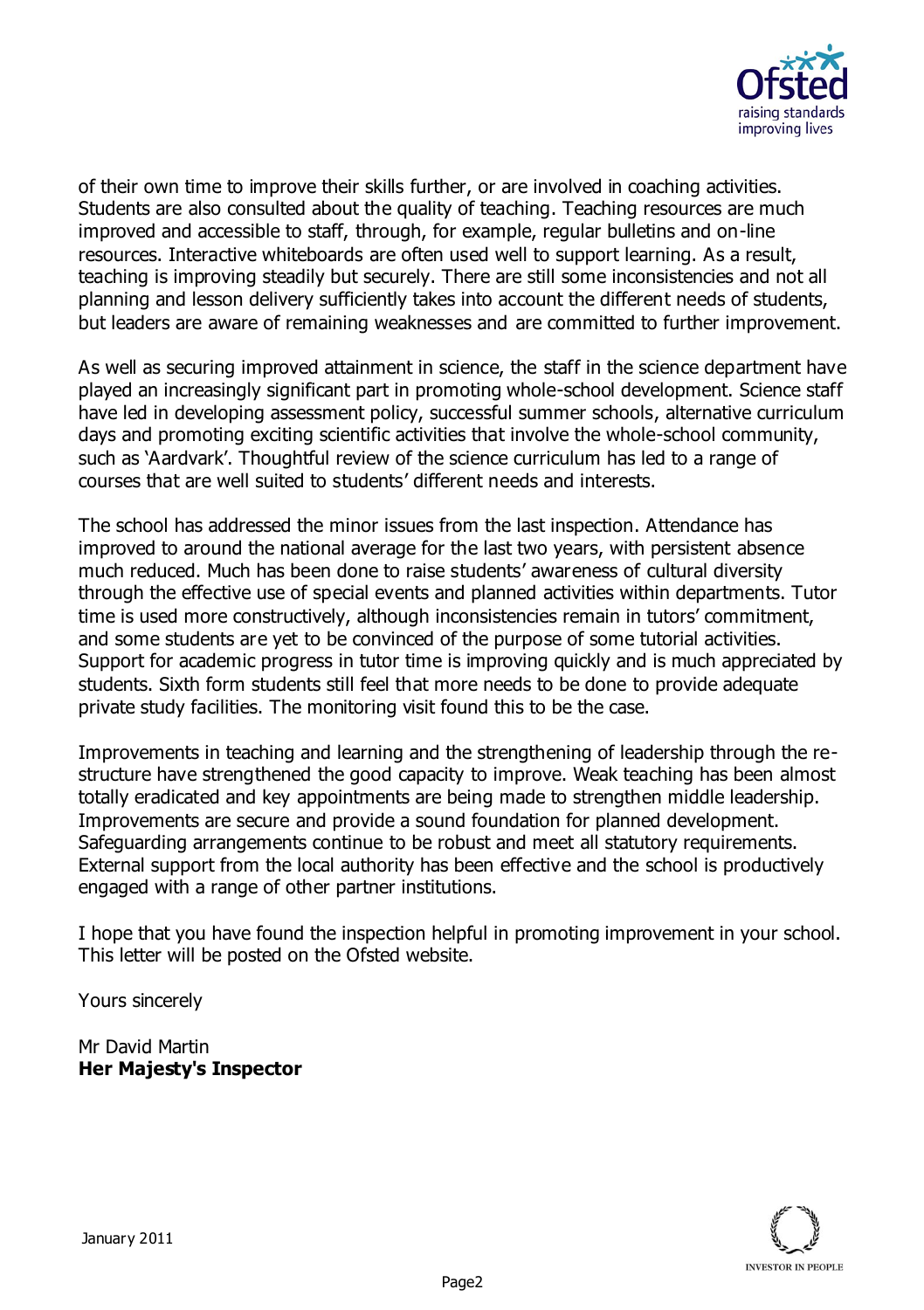of their own time to improve their skills further, or are involved in coaching activities. Students are also consulted about the quality of teaching. Teaching resources are much improved and accessible to staff, through, for example, regular bulletins and on-line resources. Interactive whiteboards are often used well to support learning. As a result, teaching is improving steadily but securely. There are still some inconsistencies and not all planning and lesson delivery sufficiently takes into account the different needs of students, but leaders are aware of remaining weaknesses and are committed to further improvement.

As well as securing improved attainment in science, the staff in the science department have played an increasingly significant part in promoting whole-school development. Science staff have led in developing assessment policy, successful summer schools, alternative curriculum days and promoting exciting scientific activities that involve the whole-school community, such as 'Aardvark'. Thoughtful review of the science curriculum has led to a range of courses that are well suited to students' different needs and interests.

The school has addressed the minor issues from the last inspection. Attendance has improved to around the national average for the last two years, with persistent absence much reduced. Much has been done to raise students' awareness of cultural diversity through the effective use of special events and planned activities within departments. Tutor time is used more constructively, although inconsistencies remain in tutors' commitment, and some students are yet to be convinced of the purpose of some tutorial activities. Support for academic progress in tutor time is improving quickly and is much appreciated by students. Sixth form students still feel that more needs to be done to provide adequate private study facilities. The monitoring visit found this to be the case.

Improvements in teaching and learning and the strengthening of leadership through the re-structure have strengthened the good capacity to improve. Weak teaching has been almost totally eradicated and key appointments are being made to strengthen middle leadership. Improvements are secure and provide a sound foundation for planned development. Safeguarding arrangements continue to be robust and meet all statutory requirements. External support from the local authority has been effective and the school is productively engaged with a range of other partner institutions.

I hope that you have found the inspection helpful in promoting improvement in your school. This letter will be posted on the Ofsted website.

Yours sincerely

Mr David Martin
**Her Majesty's Inspector**

January 2011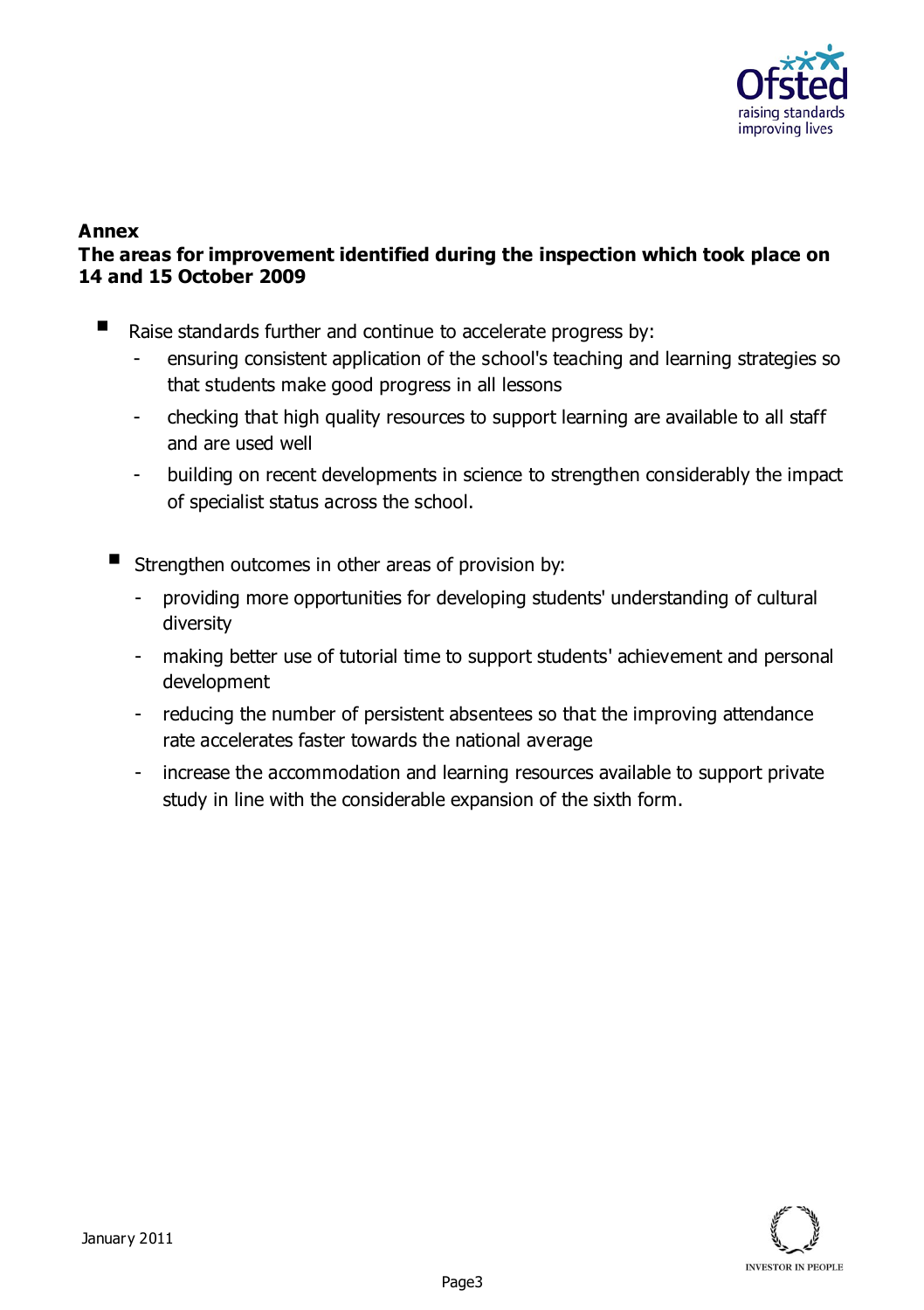**Annex**

**The areas for improvement identified during the inspection which took place on 14 and 15 October 2009**

- Raise standards further and continue to accelerate progress by:
  - ensuring consistent application of the school's teaching and learning strategies so that students make good progress in all lessons
  - checking that high quality resources to support learning are available to all staff and are used well
  - building on recent developments in science to strengthen considerably the impact of specialist status across the school.

- Strengthen outcomes in other areas of provision by:
  - providing more opportunities for developing students' understanding of cultural diversity
  - making better use of tutorial time to support students' achievement and personal development
  - reducing the number of persistent absentees so that the improving attendance rate accelerates faster towards the national average
  - increase the accommodation and learning resources available to support private study in line with the considerable expansion of the sixth form.